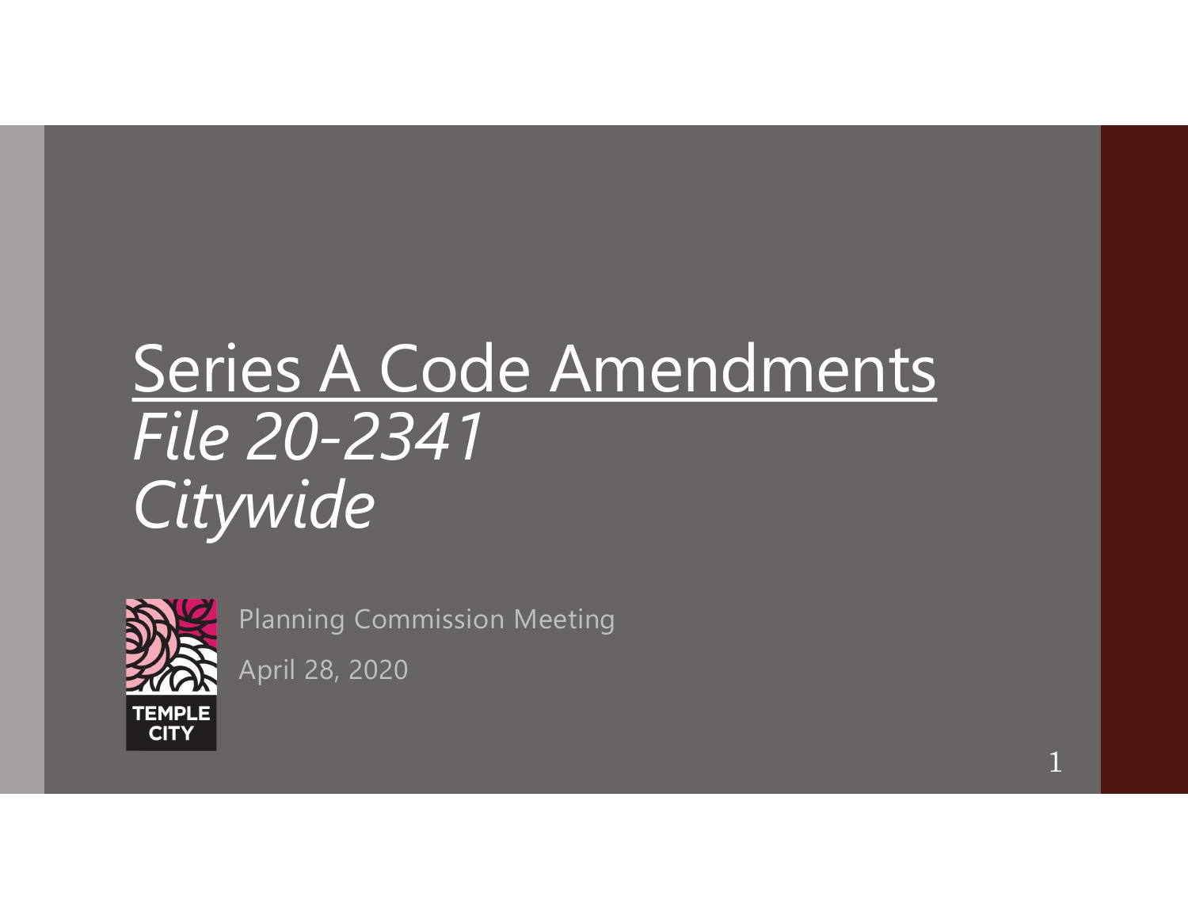# Series A Code Amendments
## *File 20-2341*
## *Citywide*

TEMPLE CITY

Planning Commission Meeting

April 28, 2020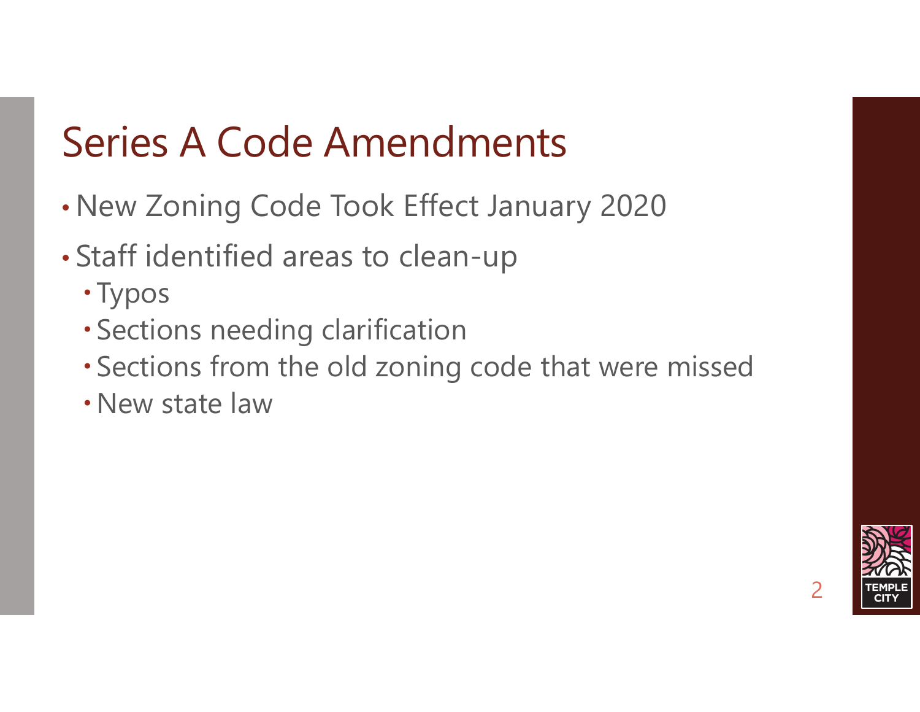# Series A Code Amendments

- New Zoning Code Took Effect January 2020
- Staff identified areas to clean-up
  - Typos
  - Sections needing clarification
  - Sections from the old zoning code that were missed
  - New state law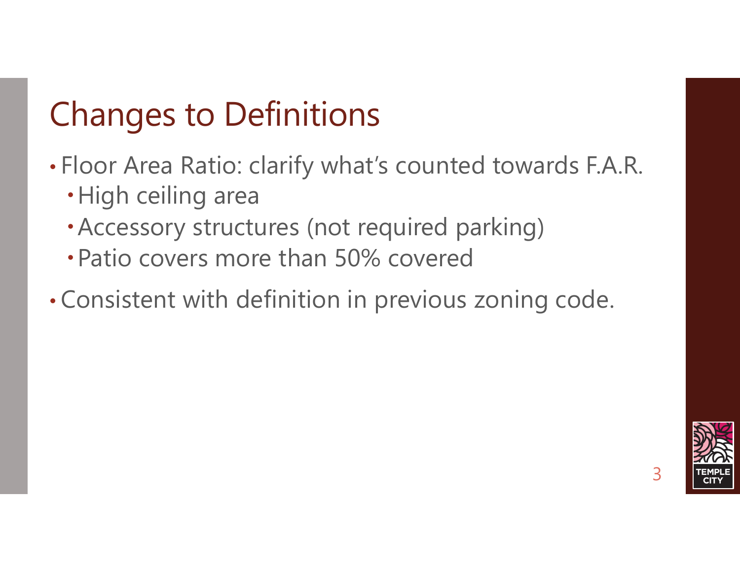# Changes to Definitions

- Floor Area Ratio: clarify what's counted towards F.A.R.
  - High ceiling area
  - Accessory structures (not required parking)
  - Patio covers more than 50% covered
- Consistent with definition in previous zoning code.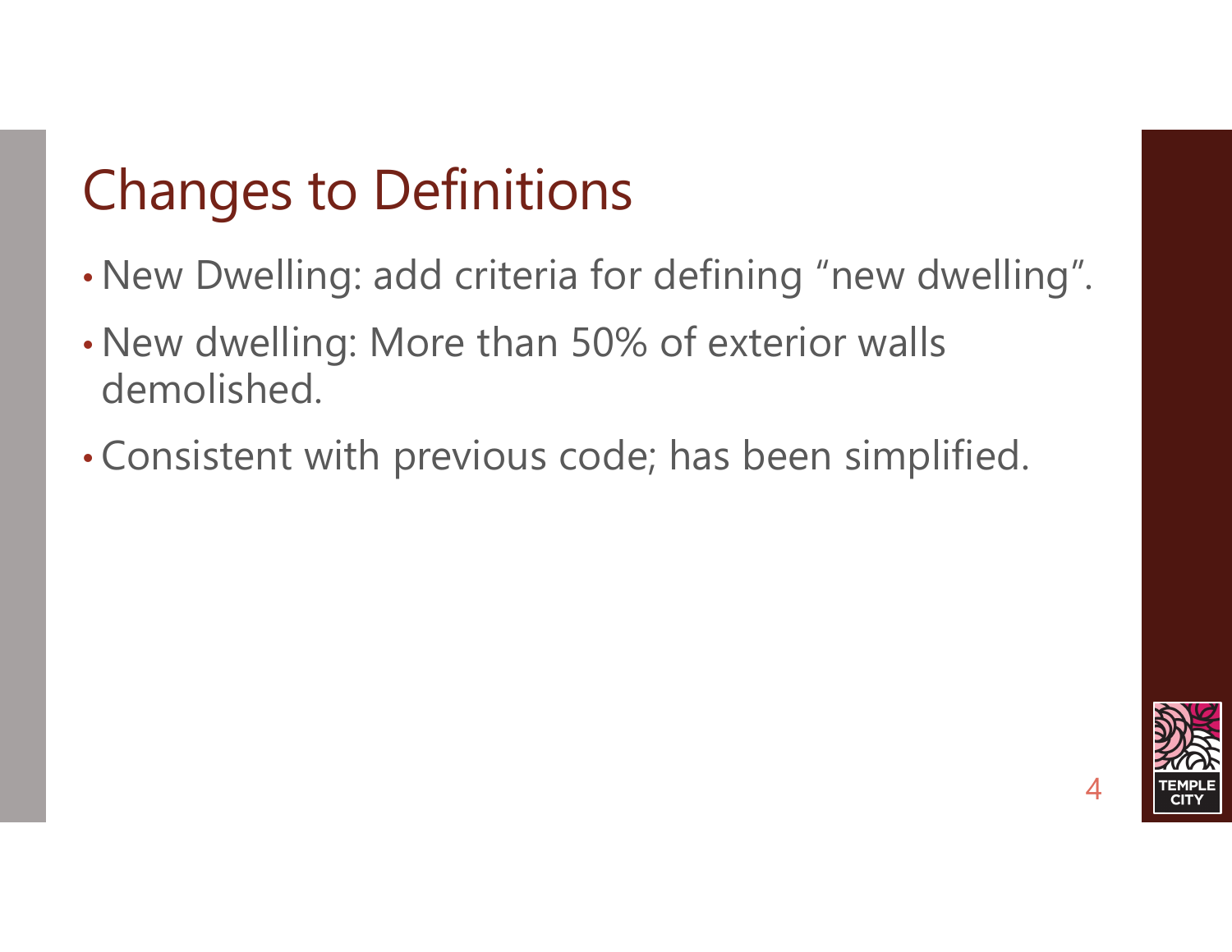# Changes to Definitions

- New Dwelling: add criteria for defining “new dwelling”.
- New dwelling: More than 50% of exterior walls demolished.
- Consistent with previous code; has been simplified.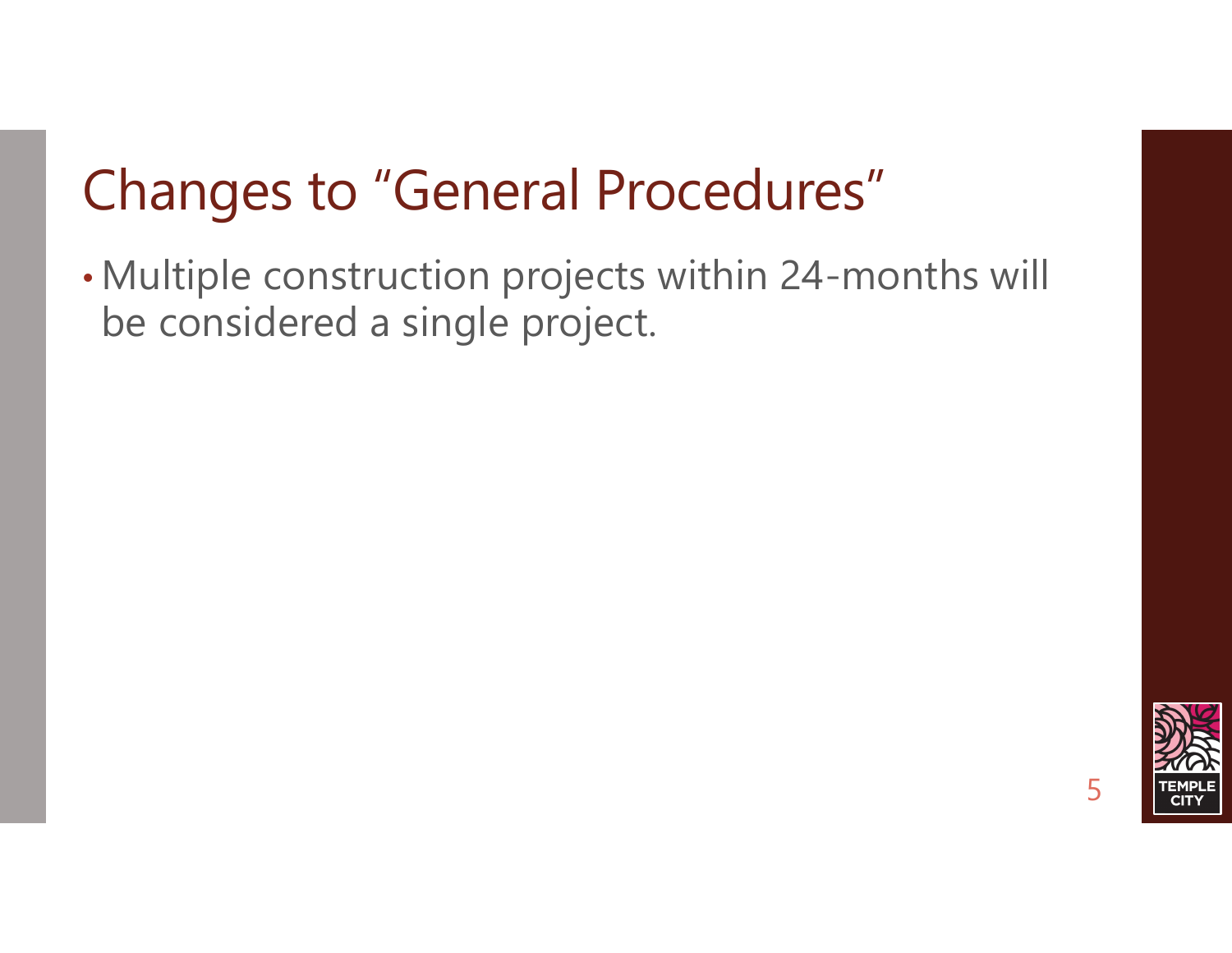# Changes to "General Procedures"

- Multiple construction projects within 24-months will be considered a single project.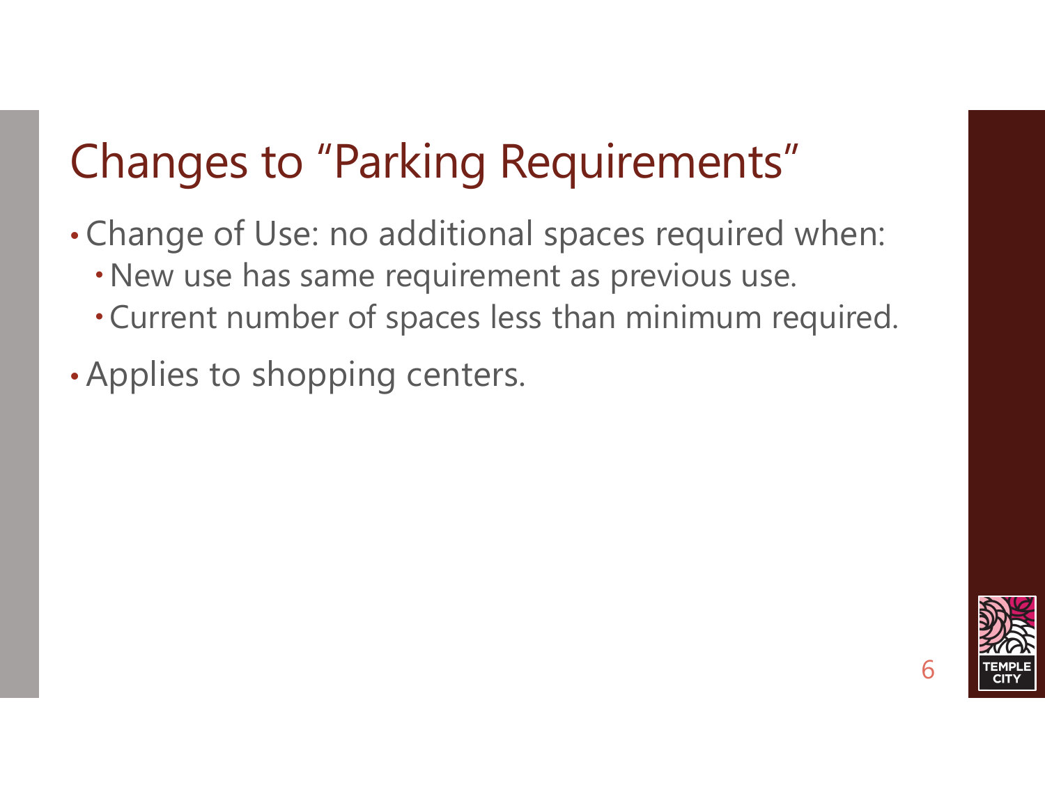# Changes to "Parking Requirements"

- Change of Use: no additional spaces required when:
  - New use has same requirement as previous use.
  - Current number of spaces less than minimum required.
- Applies to shopping centers.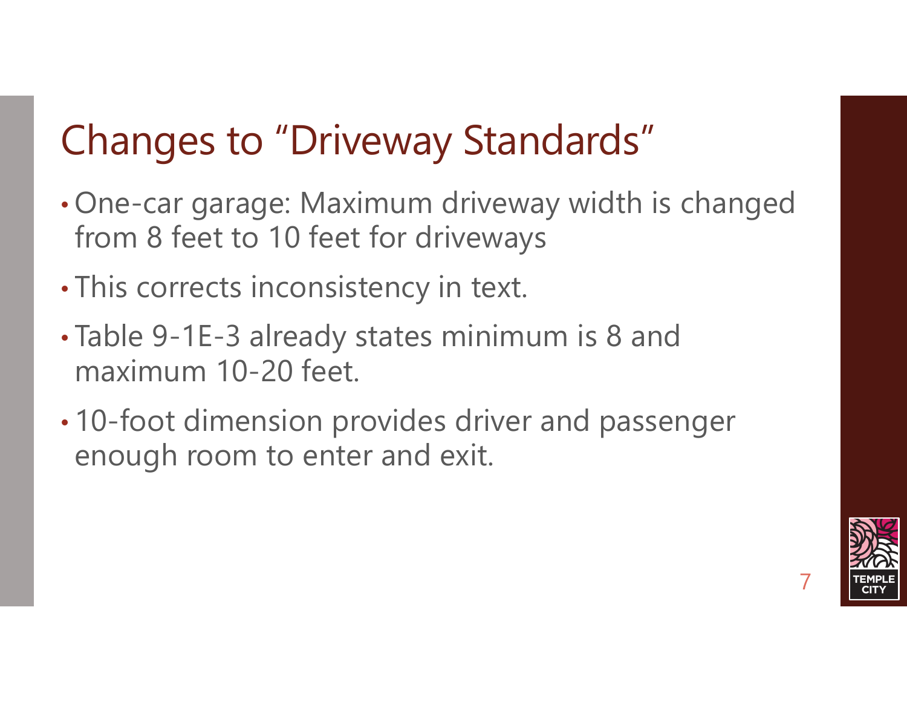# Changes to "Driveway Standards"

- One-car garage: Maximum driveway width is changed from 8 feet to 10 feet for driveways
- This corrects inconsistency in text.
- Table 9-1E-3 already states minimum is 8 and maximum 10-20 feet.
- 10-foot dimension provides driver and passenger enough room to enter and exit.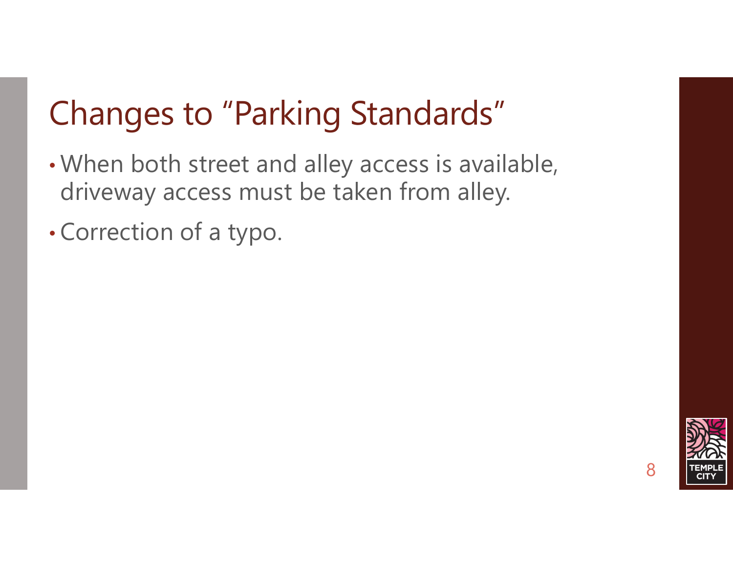# Changes to “Parking Standards”

- When both street and alley access is available, driveway access must be taken from alley.
- Correction of a typo.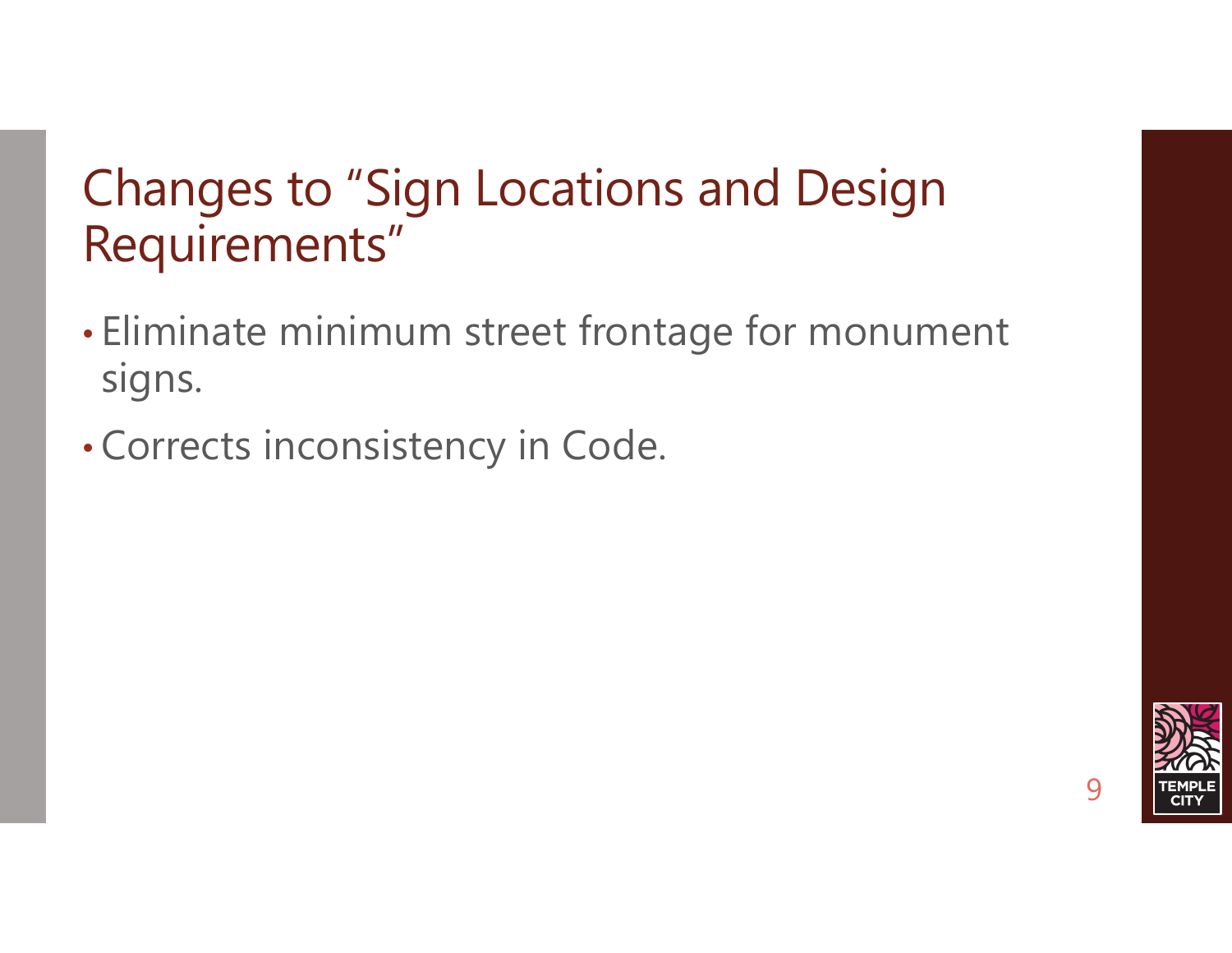# Changes to “Sign Locations and Design Requirements”

- Eliminate minimum street frontage for monument signs.
- Corrects inconsistency in Code.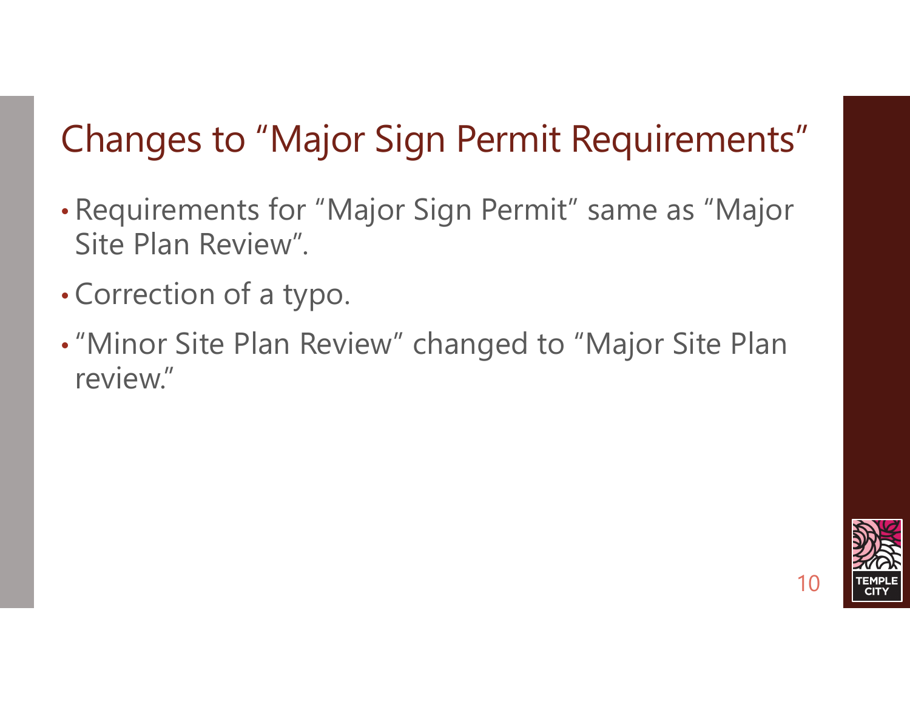# Changes to "Major Sign Permit Requirements"

- Requirements for "Major Sign Permit" same as "Major Site Plan Review".
- Correction of a typo.
- "Minor Site Plan Review" changed to "Major Site Plan review."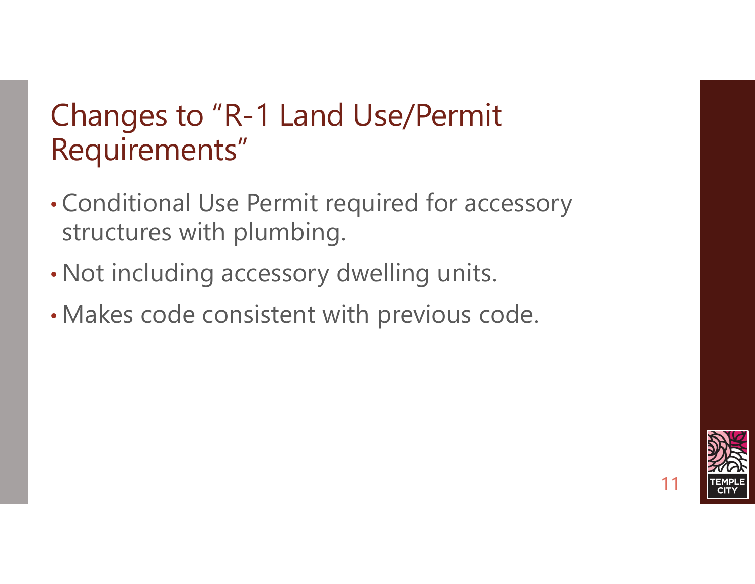# Changes to "R-1 Land Use/Permit Requirements"

- Conditional Use Permit required for accessory structures with plumbing.
- Not including accessory dwelling units.
- Makes code consistent with previous code.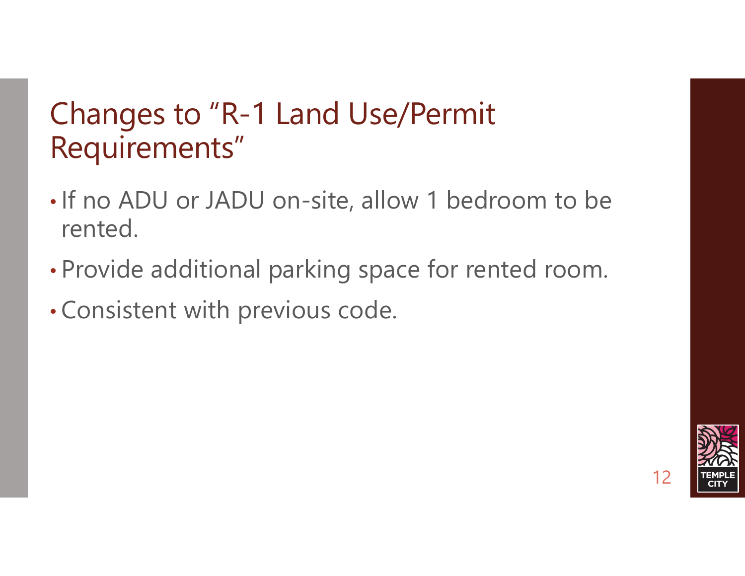# Changes to "R-1 Land Use/Permit Requirements"

- If no ADU or JADU on-site, allow 1 bedroom to be rented.
- Provide additional parking space for rented room.
- Consistent with previous code.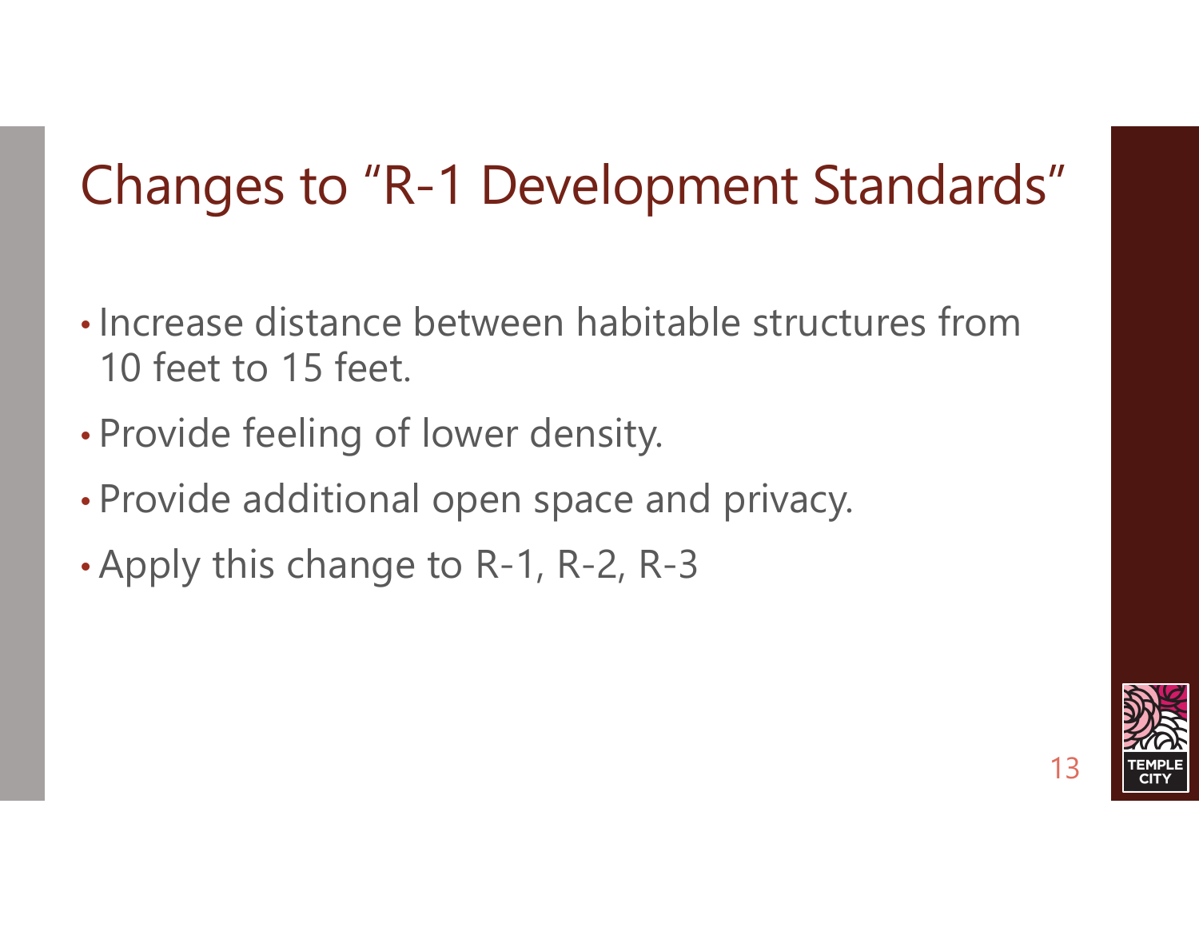# Changes to "R-1 Development Standards"

- Increase distance between habitable structures from 10 feet to 15 feet.
- Provide feeling of lower density.
- Provide additional open space and privacy.
- Apply this change to R-1, R-2, R-3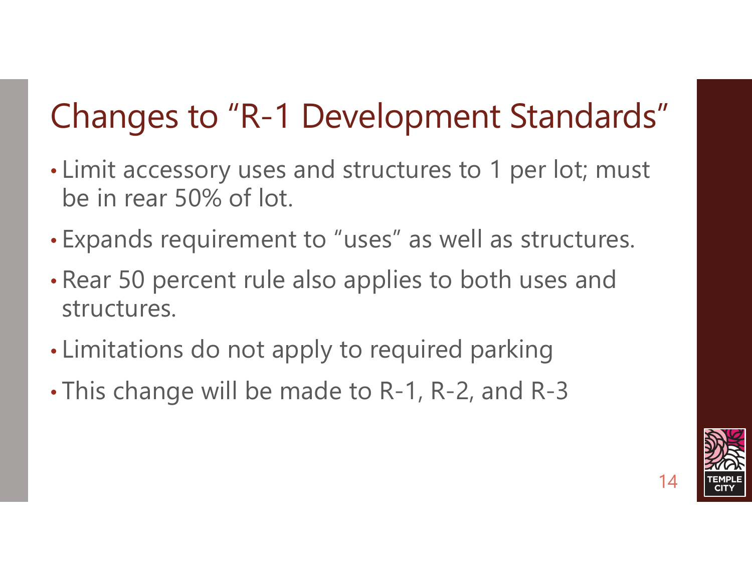# Changes to "R-1 Development Standards"

- Limit accessory uses and structures to 1 per lot; must be in rear 50% of lot.
- Expands requirement to "uses" as well as structures.
- Rear 50 percent rule also applies to both uses and structures.
- Limitations do not apply to required parking
- This change will be made to R-1, R-2, and R-3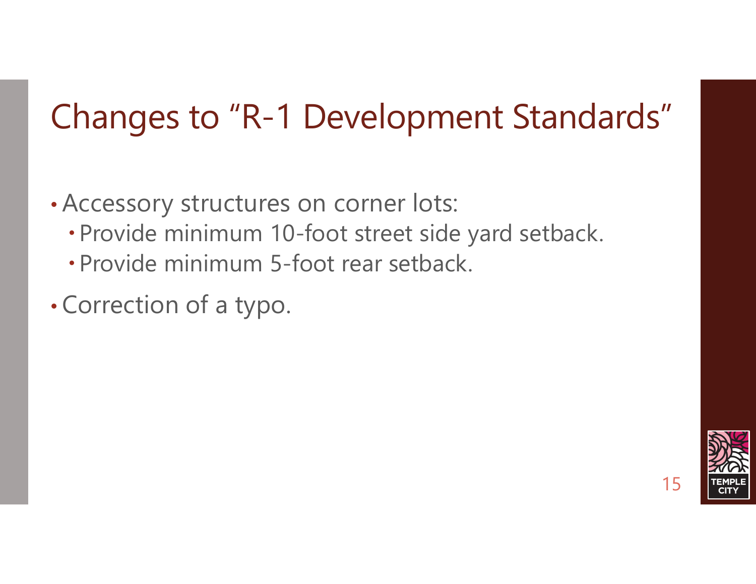# Changes to "R-1 Development Standards"

- Accessory structures on corner lots:
  - Provide minimum 10-foot street side yard setback.
  - Provide minimum 5-foot rear setback.
- Correction of a typo.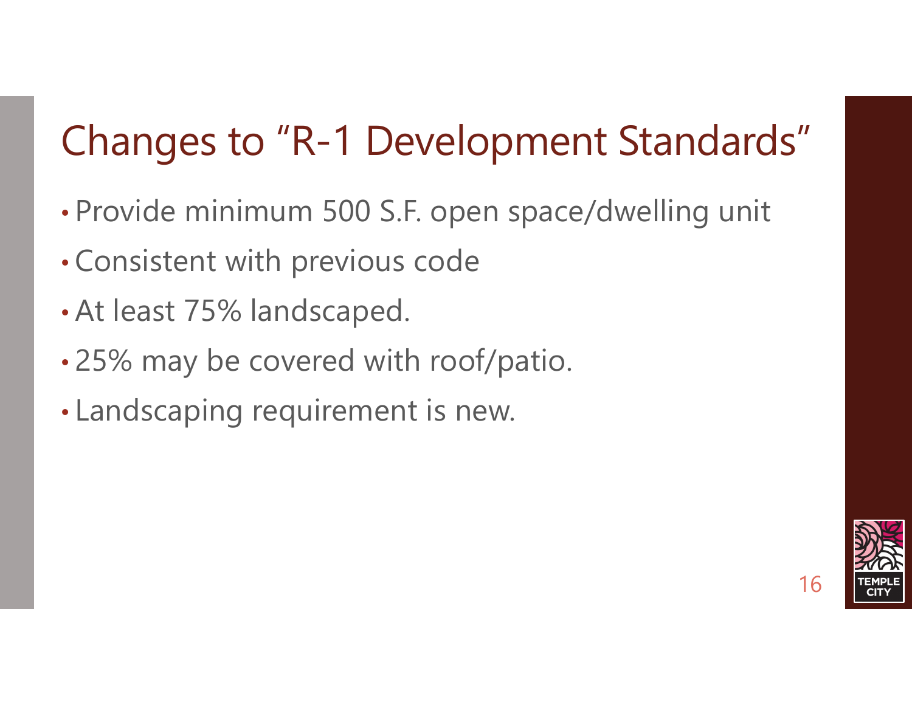# Changes to "R-1 Development Standards"

- Provide minimum 500 S.F. open space/dwelling unit
- Consistent with previous code
- At least 75% landscaped.
- 25% may be covered with roof/patio.
- Landscaping requirement is new.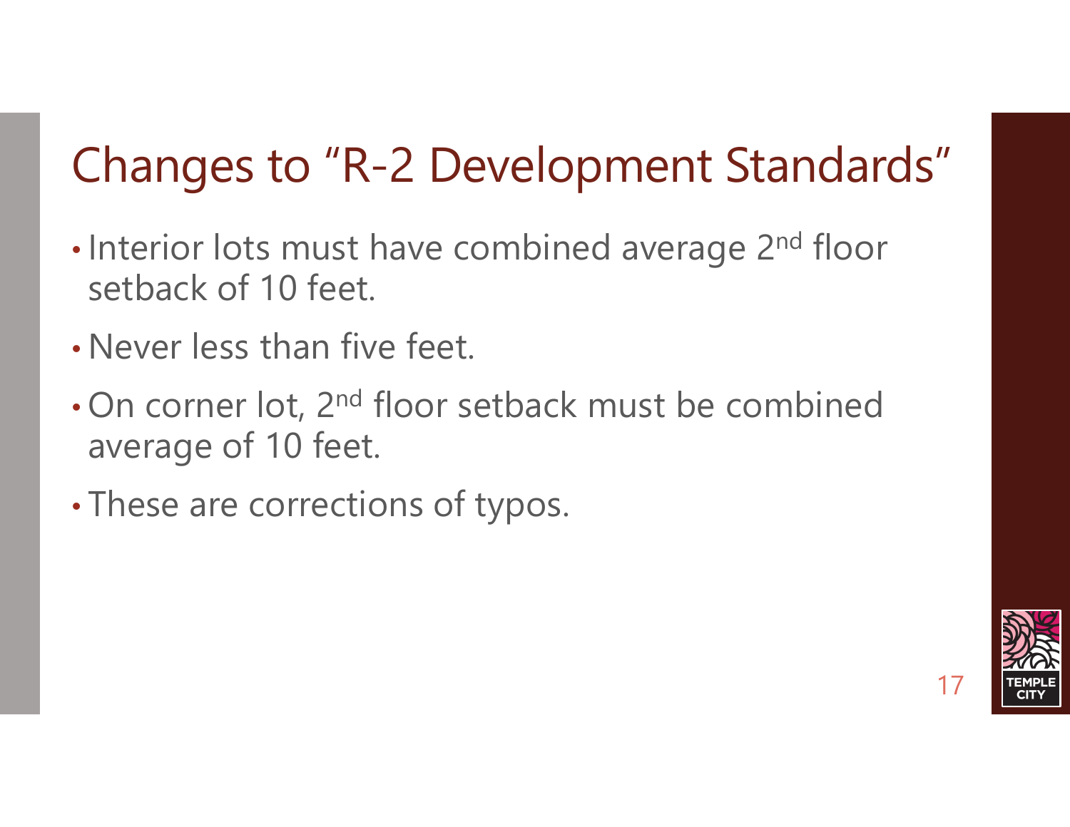# Changes to "R-2 Development Standards"

- Interior lots must have combined average 2nd floor setback of 10 feet.
- Never less than five feet.
- On corner lot, 2nd floor setback must be combined average of 10 feet.
- These are corrections of typos.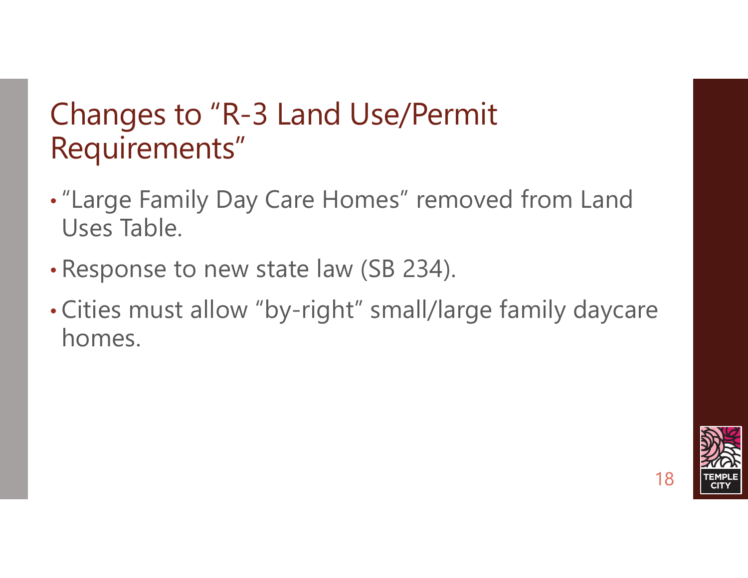# Changes to "R-3 Land Use/Permit Requirements"

- "Large Family Day Care Homes" removed from Land Uses Table.
- Response to new state law (SB 234).
- Cities must allow "by-right" small/large family daycare homes.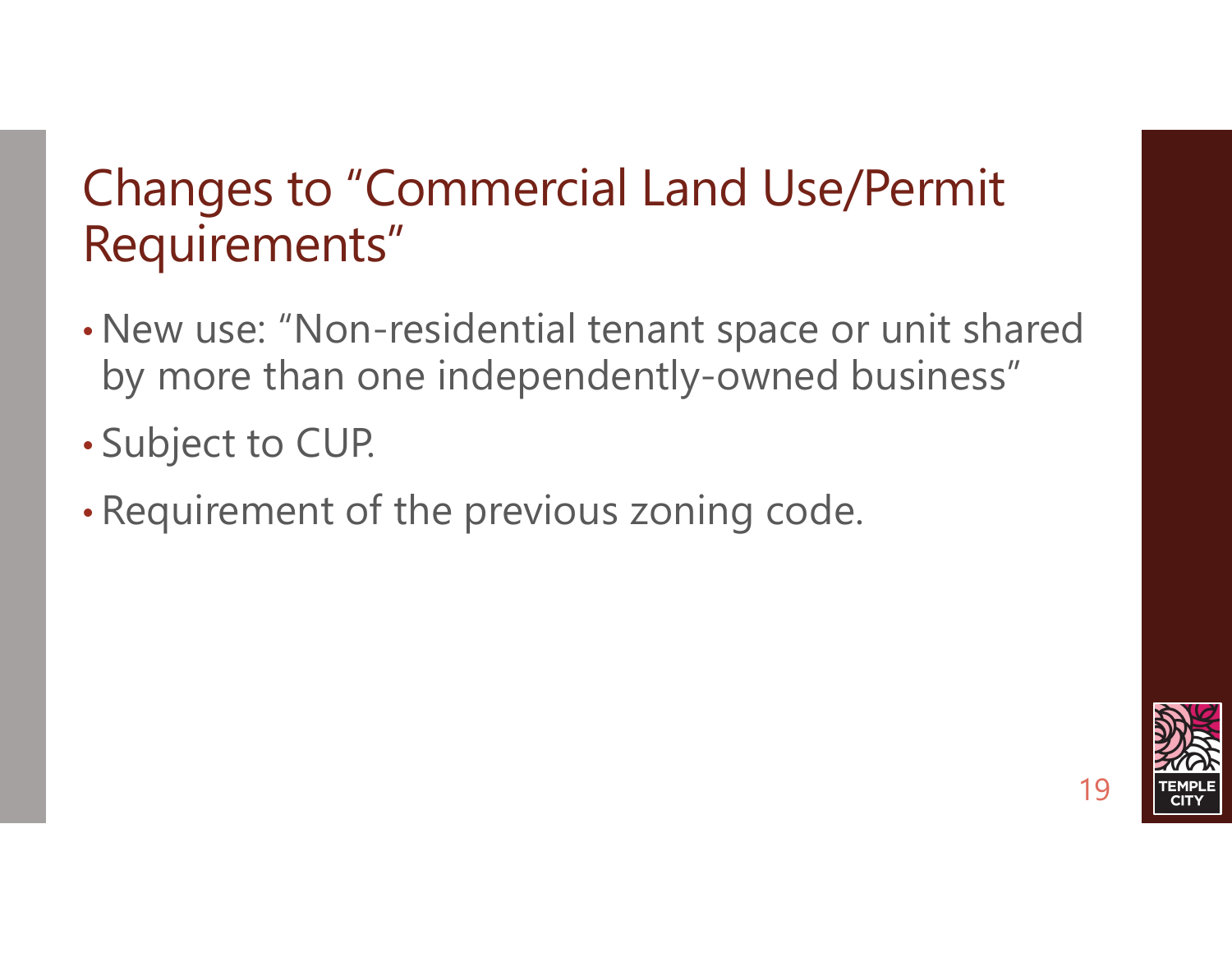# Changes to "Commercial Land Use/Permit Requirements"

- New use: "Non-residential tenant space or unit shared by more than one independently-owned business"
- Subject to CUP.
- Requirement of the previous zoning code.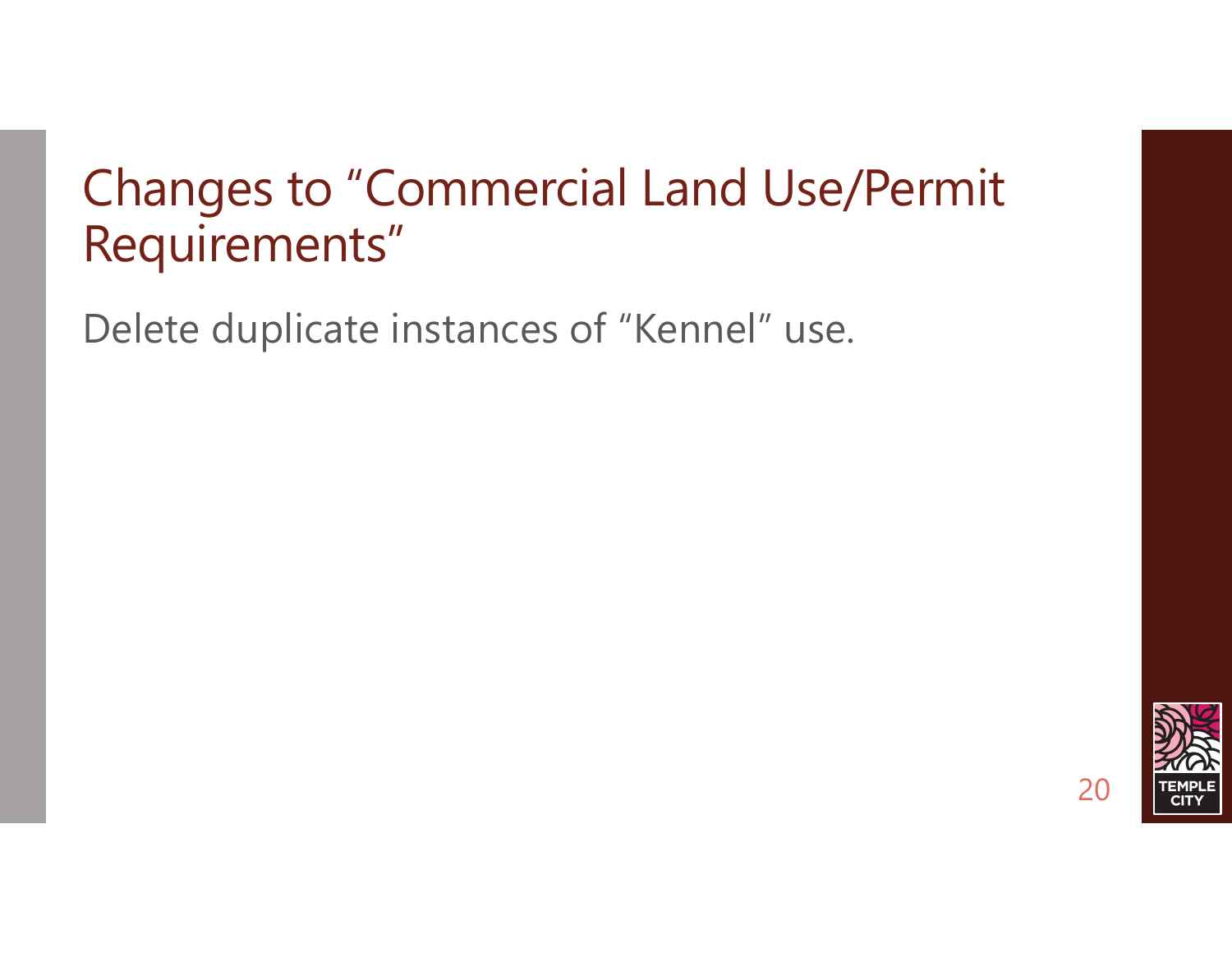# Changes to "Commercial Land Use/Permit Requirements"

Delete duplicate instances of "Kennel" use.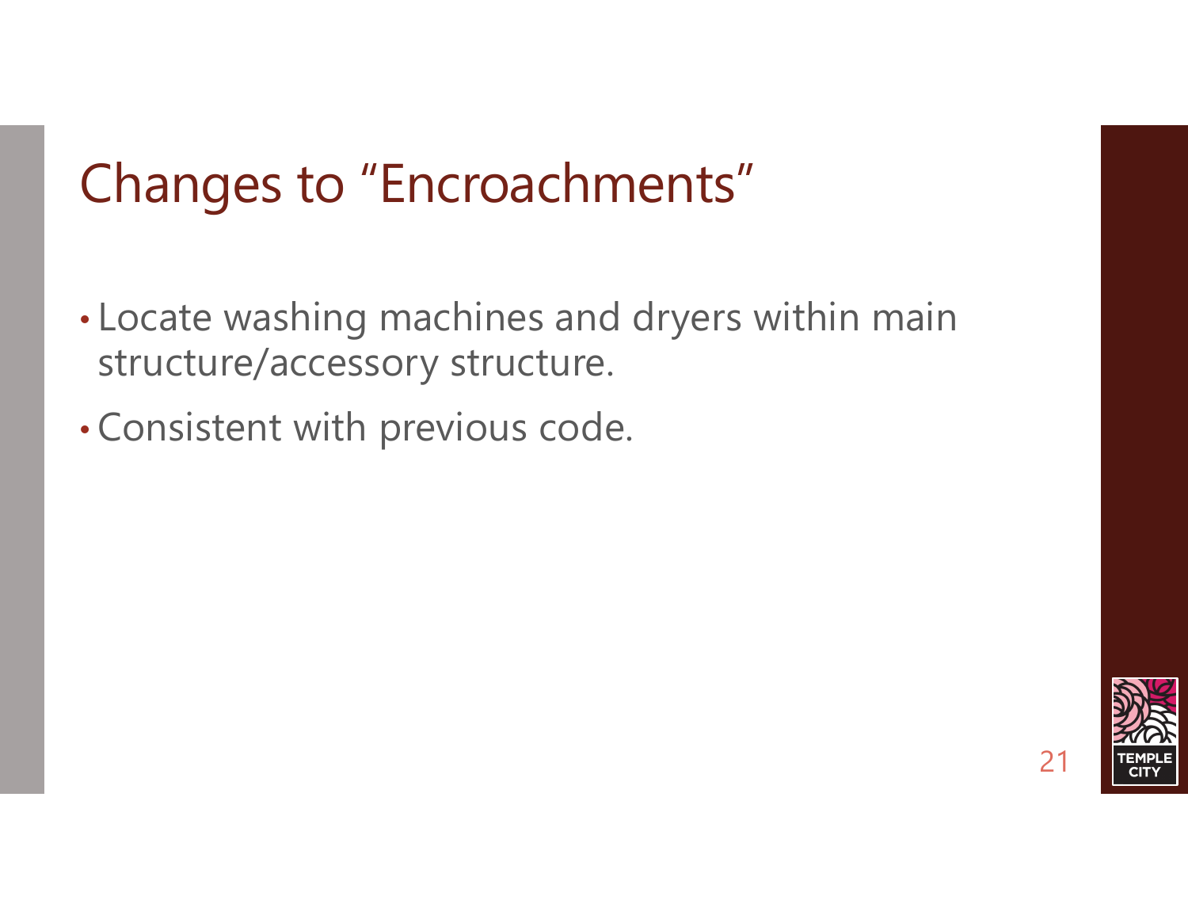# Changes to "Encroachments"

- Locate washing machines and dryers within main structure/accessory structure.
- Consistent with previous code.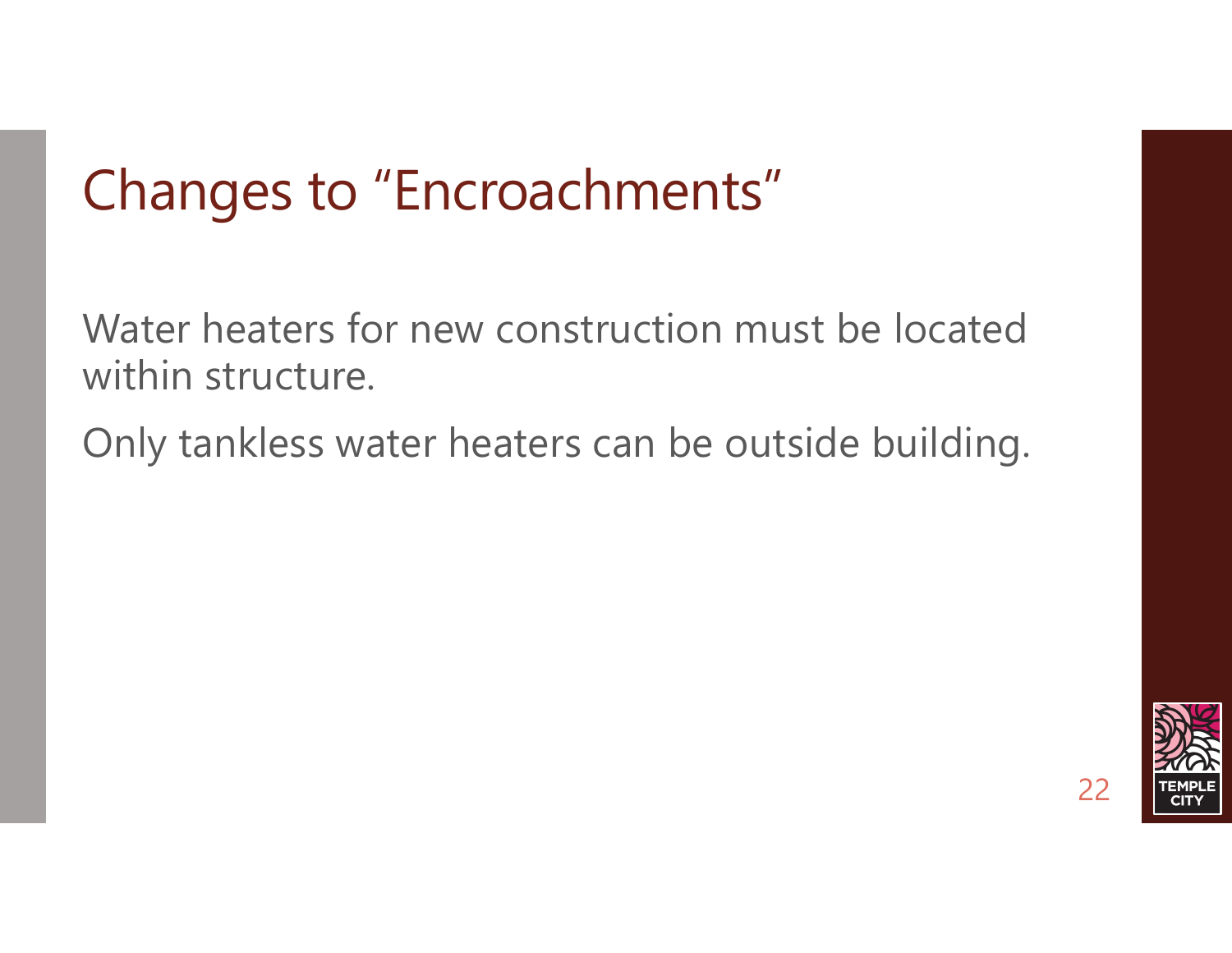# Changes to "Encroachments"

Water heaters for new construction must be located within structure.

Only tankless water heaters can be outside building.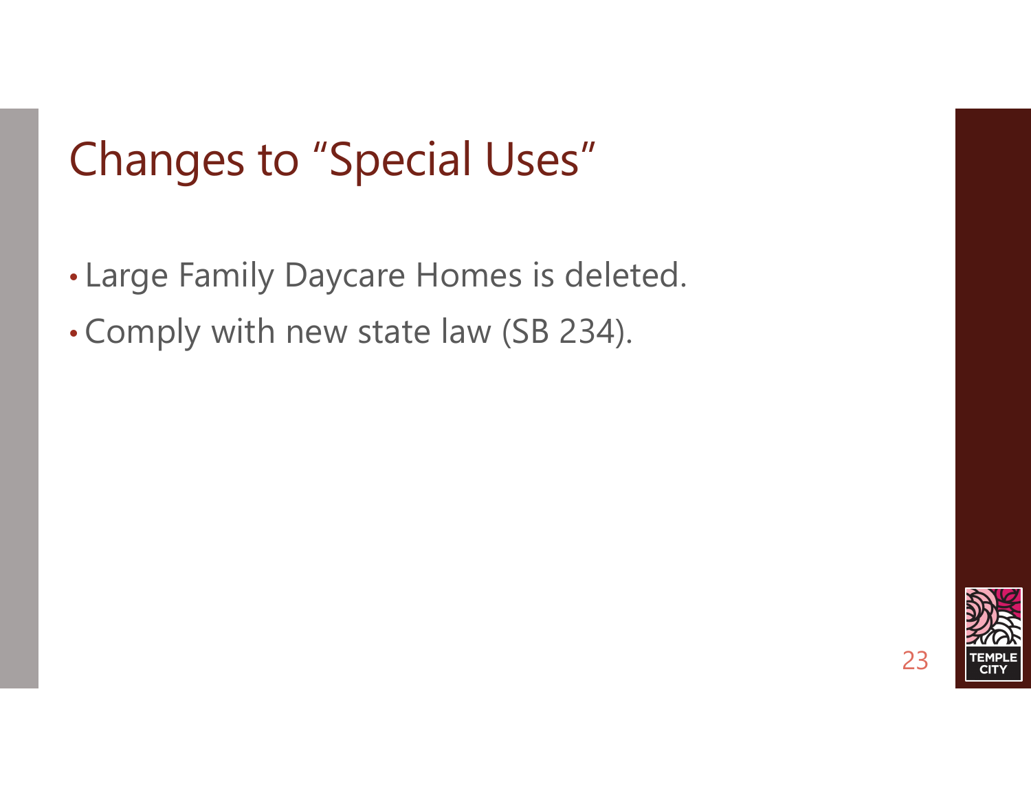# Changes to "Special Uses"

- Large Family Daycare Homes is deleted.
- Comply with new state law (SB 234).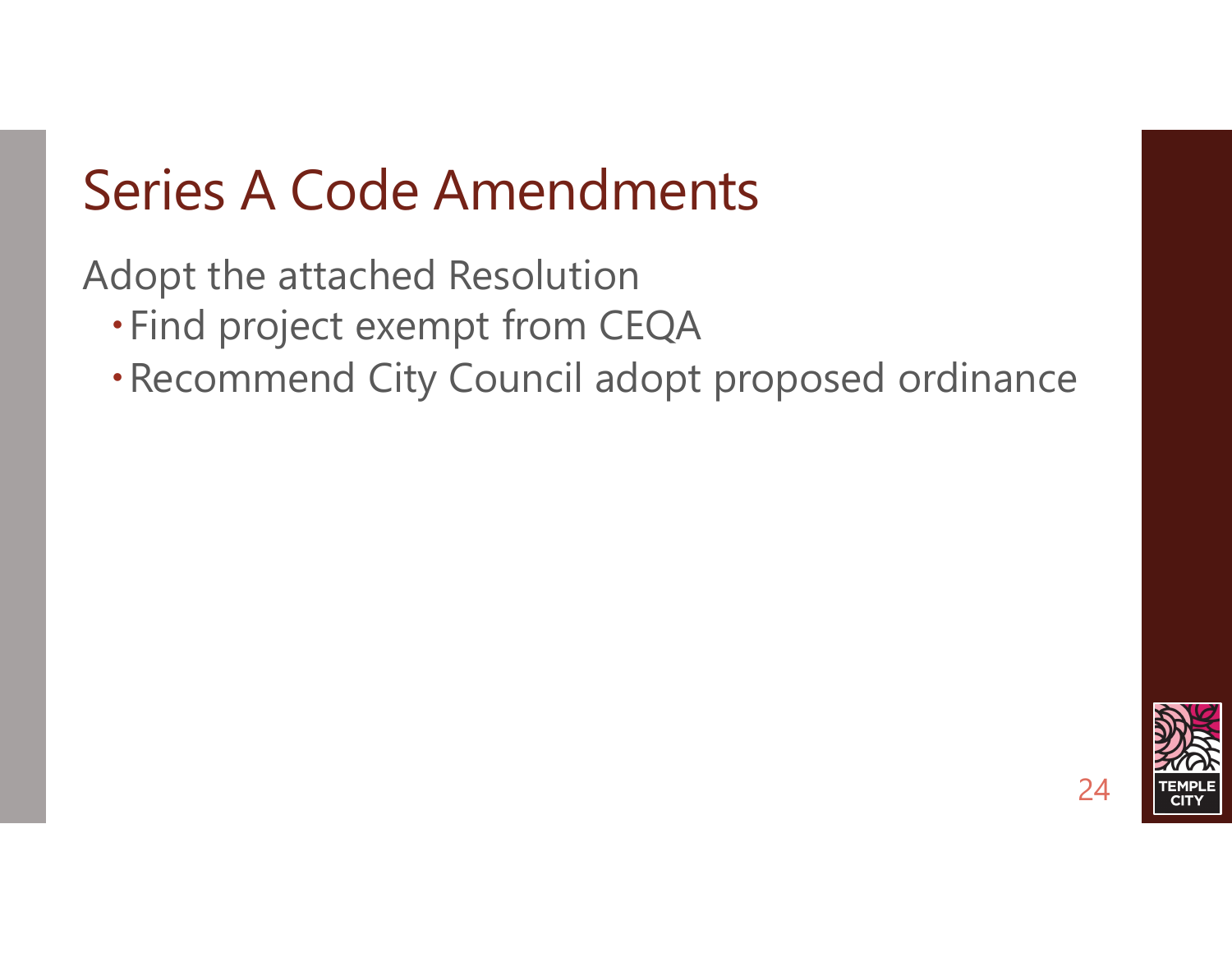# Series A Code Amendments

Adopt the attached Resolution

- Find project exempt from CEQA
- Recommend City Council adopt proposed ordinance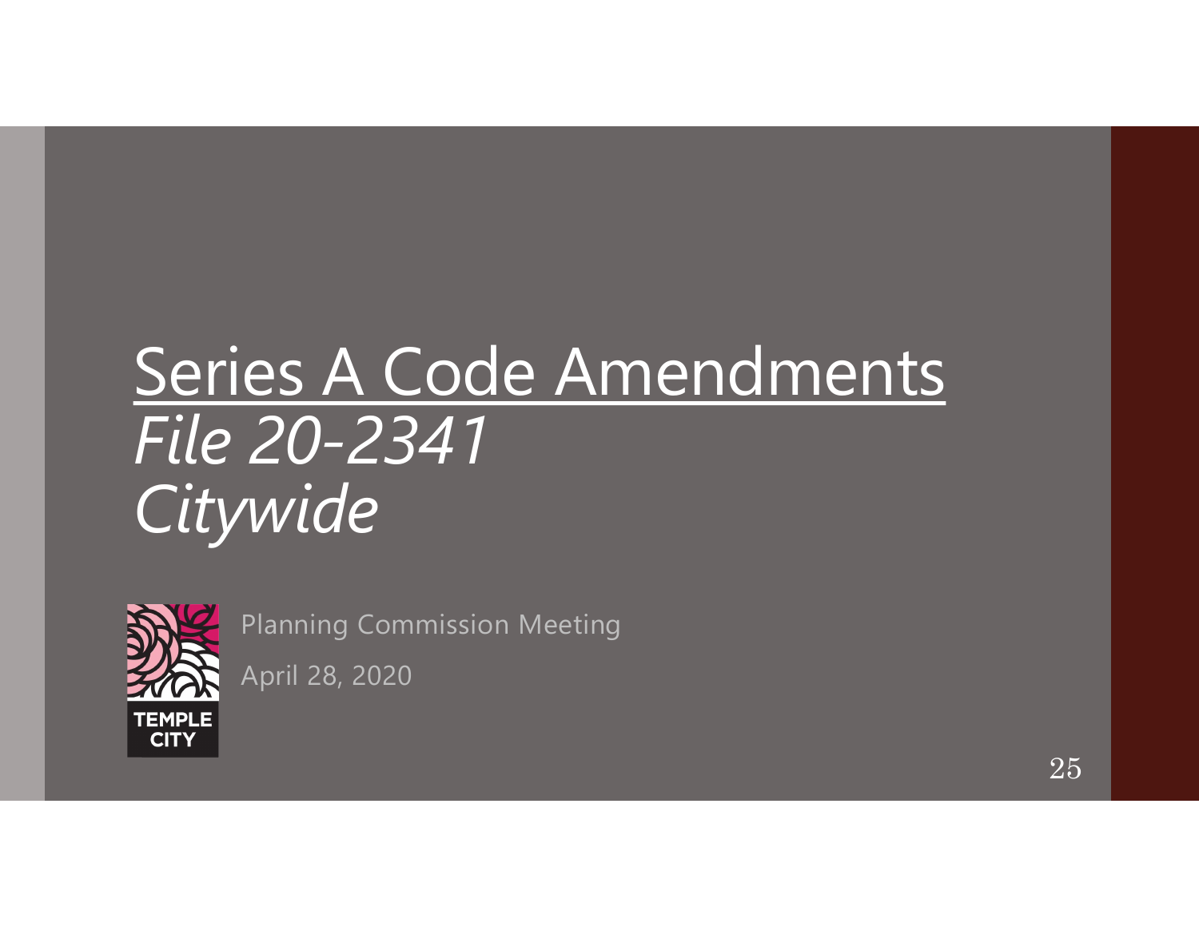# Series A Code Amendments

*File 20-2341*

*Citywide*

TEMPLE CITY

Planning Commission Meeting

April 28, 2020